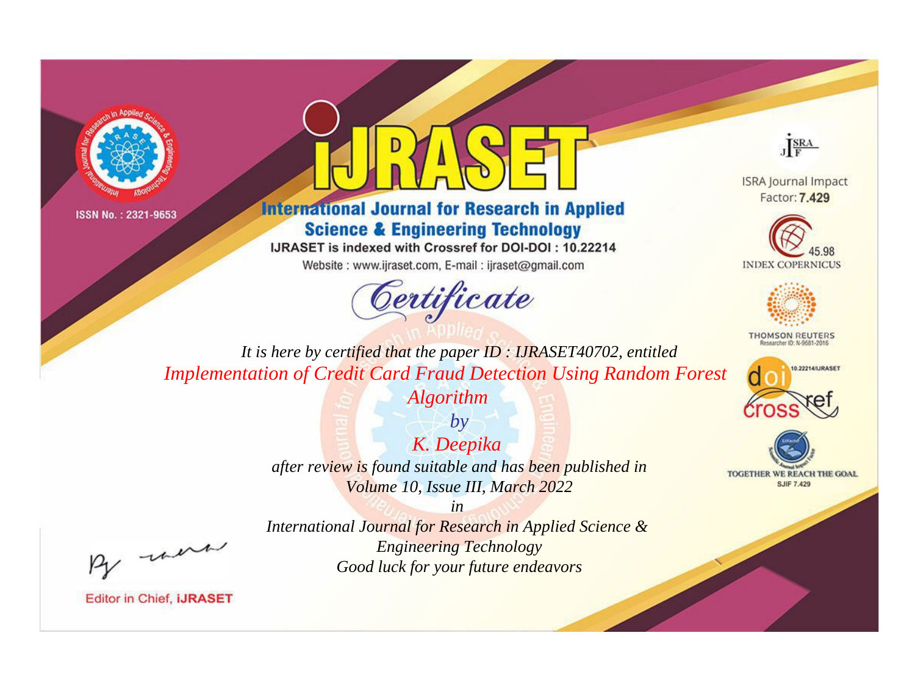ISSN No. : 2321-9653

# IJRASET

## International Journal for Research in Applied Science & Engineering Technology

IJRASET is indexed with Crossref for DOI-DOI : 10.22214

Website : www.ijraset.com, E-mail : ijraset@gmail.com

ISRA Journal Impact Factor: **7.429**

45.98 INDEX COPERNICUS

THOMSON REUTERS Researcher ID: N-9681-2016

10.22214/IJRASET

TOGETHER WE REACH THE GOAL SJIF 7.429

# *Certificate*

*It is here by certified that the paper ID : IJRASET40702, entitled*

*Implementation of Credit Card Fraud Detection Using Random Forest Algorithm*

*by*

*K. Deepika*

*after review is found suitable and has been published in*

*Volume 10, Issue III, March 2022*

*in*

*International Journal for Research in Applied Science & Engineering Technology*

*Good luck for your future endeavors*

Editor in Chief, **IJRASET**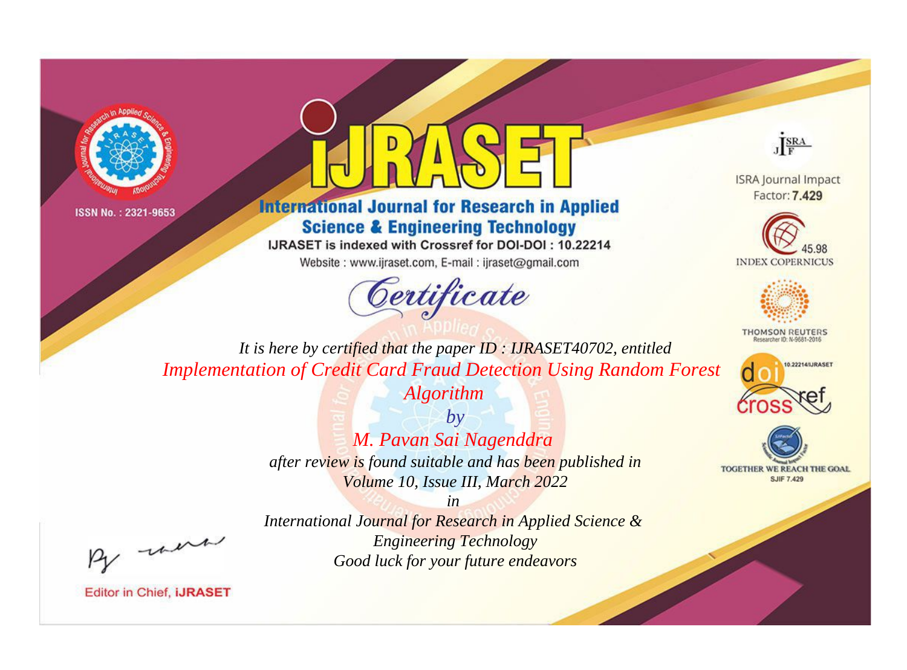ISSN No. : 2321-9653

# IJRASET

## International Journal for Research in Applied Science & Engineering Technology

IJRASET is indexed with Crossref for DOI-DOI : 10.22214

Website : www.ijraset.com, E-mail : ijraset@gmail.com

ISRA Journal Impact Factor: **7.429**

45.98 INDEX COPERNICUS

THOMSON REUTERS Researcher ID: N-9681-2016

10.22214/IJRASET

TOGETHER WE REACH THE GOAL SJIF 7.429

# *Certificate*

*It is here by certified that the paper ID : IJRASET40702, entitled*

*Implementation of Credit Card Fraud Detection Using Random Forest Algorithm*

*by*

*M. Pavan Sai Nagenddra*

*after review is found suitable and has been published in*

*Volume 10, Issue III, March 2022*

*in*

*International Journal for Research in Applied Science & Engineering Technology*

*Good luck for your future endeavors*

Editor in Chief, **iJRASET**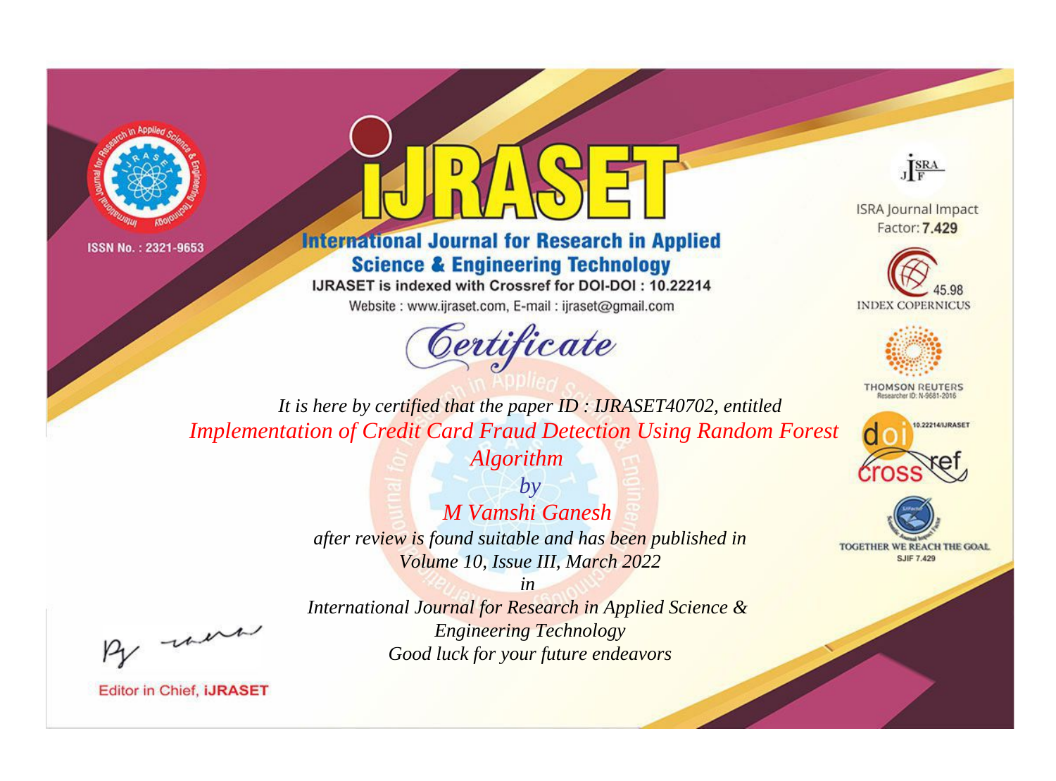ISSN No. : 2321-9653

# iJRASET

## International Journal for Research in Applied Science & Engineering Technology

IJRASET is indexed with Crossref for DOI-DOI : 10.22214

Website : www.ijraset.com, E-mail : ijraset@gmail.com

# *Certificate*

*It is here by certified that the paper ID : IJRASET40702, entitled*

*Implementation of Credit Card Fraud Detection Using Random Forest Algorithm*

*by*

*M Vamshi Ganesh*

*after review is found suitable and has been published in*

*Volume 10, Issue III, March 2022*

*in*

*International Journal for Research in Applied Science & Engineering Technology*

*Good luck for your future endeavors*

ISRA Journal Impact Factor: **7.429**

45.98 INDEX COPERNICUS

THOMSON REUTERS Researcher ID: N-9681-2016

10.22214/IJRASET

TOGETHER WE REACH THE GOAL SJIF 7.429

Editor in Chief, **iJRASET**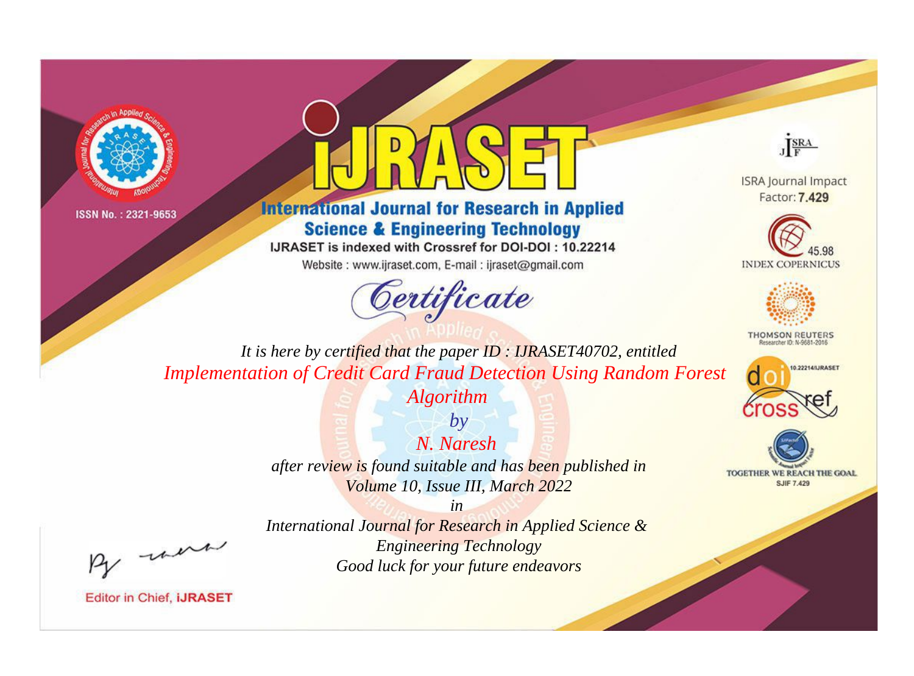ISSN No. : 2321-9653

# IJRASET

## International Journal for Research in Applied Science & Engineering Technology

IJRASET is indexed with Crossref for DOI-DOI : 10.22214

Website : www.ijraset.com, E-mail : ijraset@gmail.com

*Certificate*

*It is here by certified that the paper ID : IJRASET40702, entitled*

*Implementation of Credit Card Fraud Detection Using Random Forest Algorithm*

*by*

*N. Naresh*

*after review is found suitable and has been published in*

*Volume 10, Issue III, March 2022*

*in*

*International Journal for Research in Applied Science & Engineering Technology*

*Good luck for your future endeavors*

ISRA Journal Impact Factor: **7.429**

45.98 INDEX COPERNICUS

THOMSON REUTERS Researcher ID: N-9681-2016

10.22214/IJRASET

TOGETHER WE REACH THE GOAL SJIF 7.429

Editor in Chief, **iJRASET**